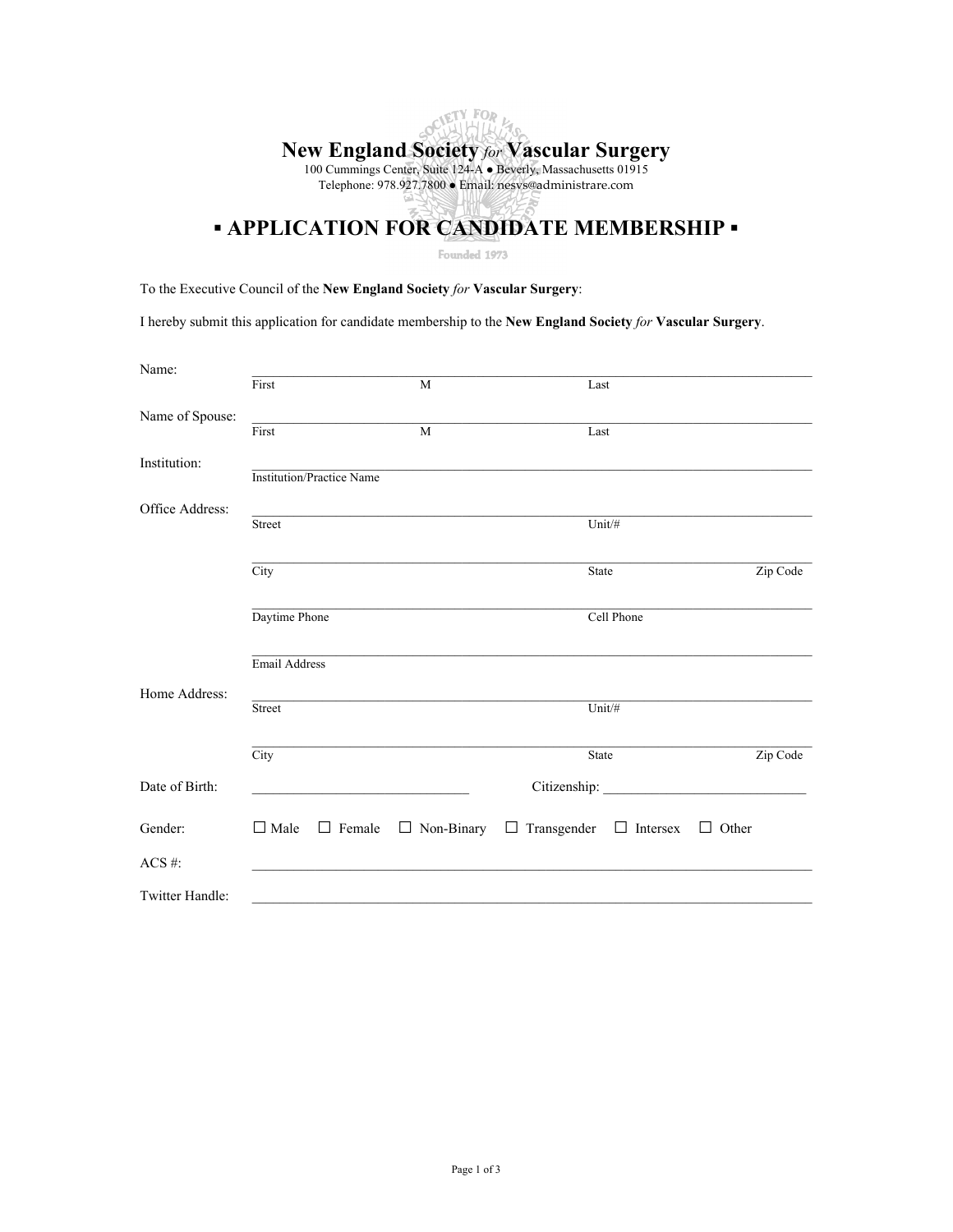# New England Society *for* Vascular Surgery

100 Cummings Center, Suite 124-A ● Beverly, Massachusetts 01915
Telephone: 978.927.7800 ● Email: nesvs@administrare.com

## ▪ APPLICATION FOR CANDIDATE MEMBERSHIP ▪

Founded 1973

To the Executive Council of the **New England Society** *for* **Vascular Surgery**:

I hereby submit this application for candidate membership to the **New England Society** *for* **Vascular Surgery**.

Name: ______________________________________________
First M Last

Name of Spouse: ______________________________________________
First M Last

Institution: ______________________________________________
Institution/Practice Name

Office Address: ______________________________________________
Street Unit/#

______________________________________________
City State Zip Code

______________________________________________
Daytime Phone Cell Phone

______________________________________________
Email Address

Home Address: ______________________________________________
Street Unit/#

______________________________________________
City State Zip Code

Date of Birth: ____________________ Citizenship: ____________________

Gender: ☐ Male ☐ Female ☐ Non-Binary ☐ Transgender ☐ Intersex ☐ Other

ACS #: ______________________________________________

Twitter Handle: ______________________________________________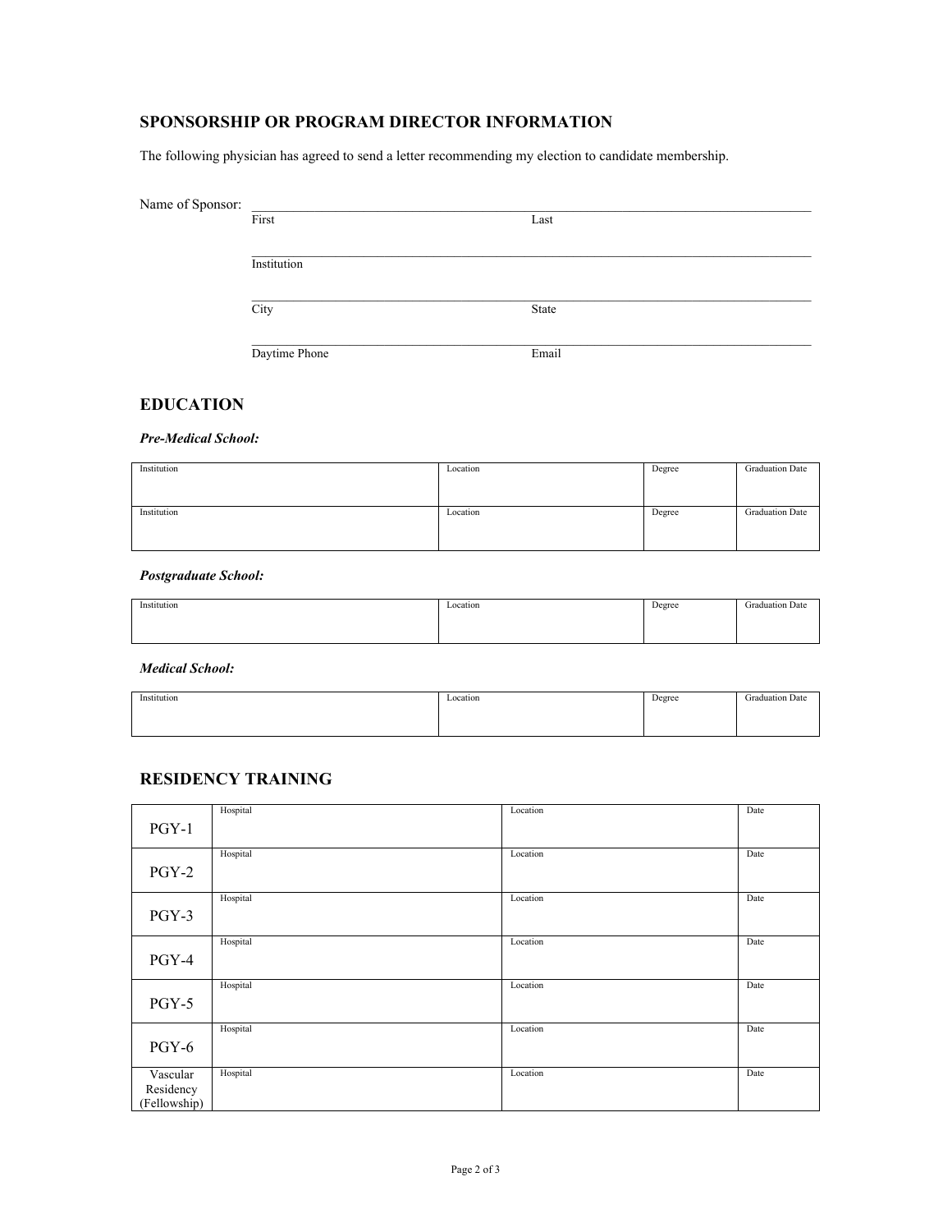## SPONSORSHIP OR PROGRAM DIRECTOR INFORMATION

The following physician has agreed to send a letter recommending my election to candidate membership.

Name of Sponsor: ______________________________________________

First Last

______________________________________________

Institution

______________________________________________

City State

______________________________________________

Daytime Phone Email

## EDUCATION

***Pre-Medical School:***

| Institution | Location | Degree | Graduation Date |
|---|---|---|---|
| Institution | Location | Degree | Graduation Date |

***Postgraduate School:***

| Institution | Location | Degree | Graduation Date |
|---|---|---|---|

***Medical School:***

| Institution | Location | Degree | Graduation Date |
|---|---|---|---|

## RESIDENCY TRAINING

| | Hospital | Location | Date |
|---|---|---|---|
| PGY-1 | | | |
| PGY-2 | Hospital | Location | Date |
| PGY-3 | Hospital | Location | Date |
| PGY-4 | Hospital | Location | Date |
| PGY-5 | Hospital | Location | Date |
| PGY-6 | Hospital | Location | Date |
| Vascular Residency (Fellowship) | Hospital | Location | Date |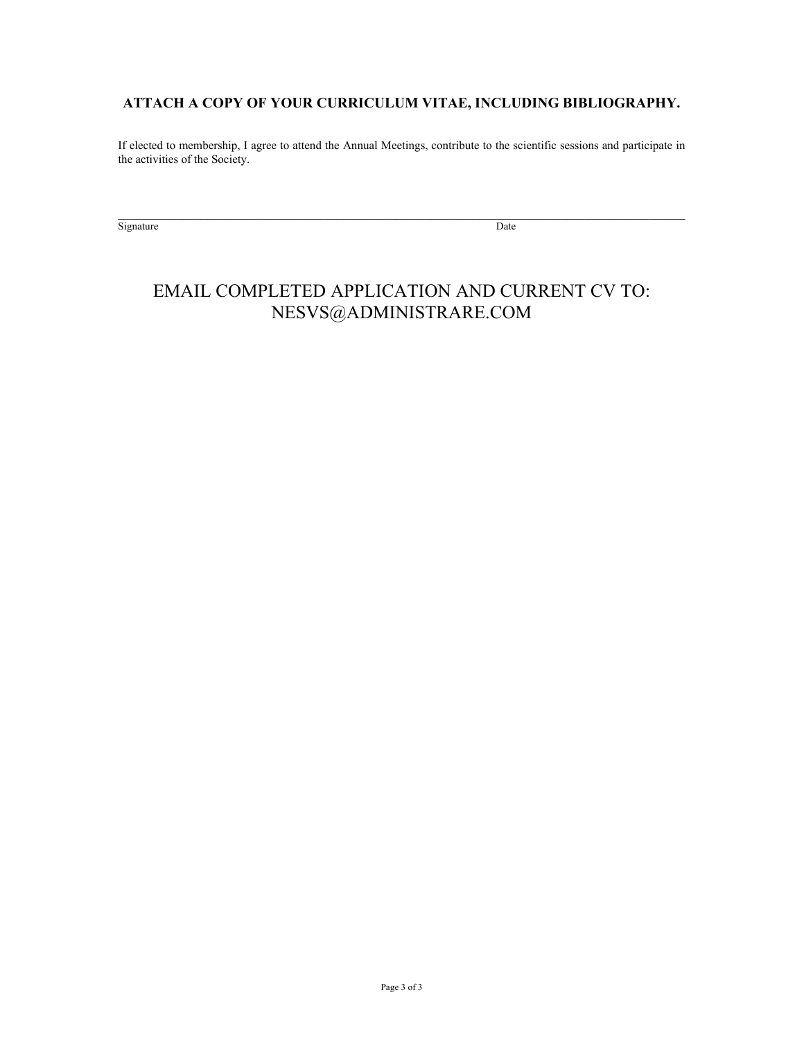**ATTACH A COPY OF YOUR CURRICULUM VITAE, INCLUDING BIBLIOGRAPHY.**

If elected to membership, I agree to attend the Annual Meetings, contribute to the scientific sessions and participate in the activities of the Society.

\_\_\_\_\_\_\_\_\_\_\_\_\_\_\_\_\_\_\_\_\_\_\_\_\_\_\_\_\_\_\_\_\_\_\_\_\_\_\_\_\_\_\_\_\_\_\_\_\_\_\_\_\_\_\_\_\_\_\_\_\_\_\_\_\_\_\_\_\_\_\_\_\_\_

Signature                                                                                                     Date

EMAIL COMPLETED APPLICATION AND CURRENT CV TO:
NESVS@ADMINISTRARE.COM